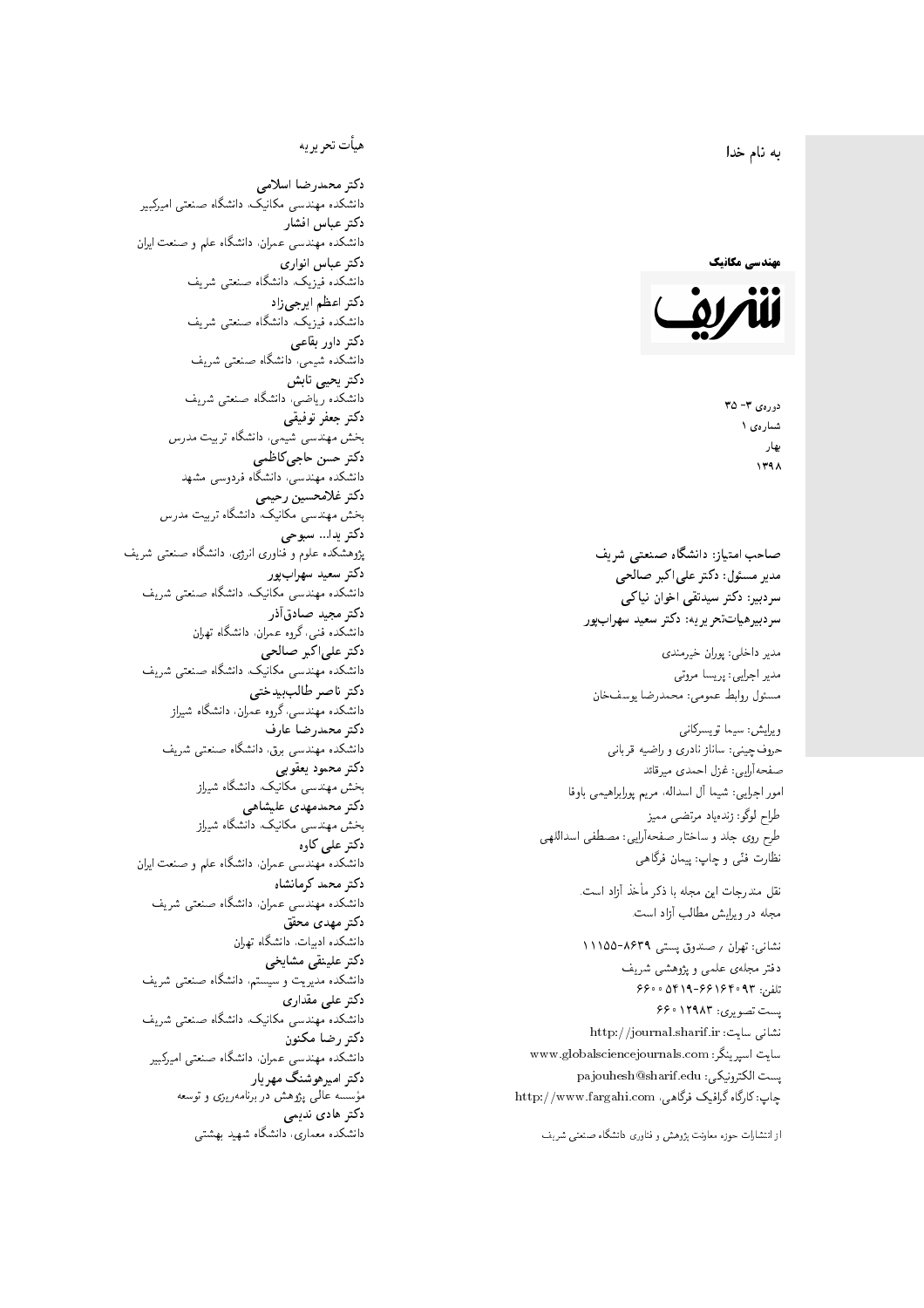به نام خدا

**مهندسی مکانیک**

**شریف**

دوره‌ی ۳- ۳۵
شماره‌ی ۱
بهار
۱۳۹۸

**صاحب امتیاز: دانشگاه صنعتی شریف**
**مدیر مسئول: دکتر علی‌اکبر صالحی**
**سردبیر: دکتر سیدتقی اخوان نیاکی**
**سردبیرهیات‌تحریریه: دکتر سعید سهراب‌پور**

مدیر داخلی: پوران خیرمندی
مدیر اجرایی: پریسا مروتی
مسئول روابط عمومی: محمدرضا یوسف‌خان

ویرایش: سیما تویسرکانی
حروف‌چینی: ساناز نادری و راضیه قربانی
صفحه‌آرایی: غزل احمدی میرقائد
امور اجرایی: شیما آل اسداله، مریم پورابراهیمی باوفا
طراح لوگو: زنده‌یاد مرتضی ممیز
طرح روی جلد و ساختار صفحه‌آرایی: مصطفی اسداللهی
نظارت فنّی و چاپ: پیمان فرگاهی

نقل مندرجات این مجله با ذکر مأخذ آزاد است.
مجله در ویرایش مطالب آزاد است.

نشانی: تهران / صندوق پستی ۸۶۳۹-۱۱۱۵۵
دفتر مجله‌ی علمی و پژوهشی شریف
تلفن: ۶۶۱۶۴۰۹۳-۶۶۰۰۵۴۱۹
پست تصویری: ۶۶۰۱۲۹۸۳
نشانی سایت: http://journal.sharif.ir
سایت اسپرینگر: www.globalsciencejournals.com
پست الکترونیکی: pajouhesh@sharif.edu
چاپ: کارگاه گرافیک فرگاهی، http://www.fargahi.com

از انتشارات حوزه معاونت پژوهش و فناوری دانشگاه صنعتی شریف

## هیأت تحریریه

**دکتر محمدرضا اسلامی**
دانشکده مهندسی مکانیک، دانشگاه صنعتی امیرکبیر
**دکتر عباس افشار**
دانشکده مهندسی عمران، دانشگاه علم و صنعت ایران
**دکتر عباس انواری**
دانشکده فیزیک، دانشگاه صنعتی شریف
**دکتر اعظم ایرجی‌زاد**
دانشکده فیزیک، دانشگاه صنعتی شریف
**دکتر داور بقاعی**
دانشکده شیمی، دانشگاه صنعتی شریف
**دکتر یحیی تابش**
دانشکده ریاضی، دانشگاه صنعتی شریف
**دکتر جعفر توفیقی**
بخش مهندسی شیمی، دانشگاه تربیت مدرس
**دکتر حسن حاجی‌کاظمی**
دانشکده مهندسی، دانشگاه فردوسی مشهد
**دکتر غلامحسین رحیمی**
بخش مهندسی مکانیک، دانشگاه تربیت مدرس
**دکتر یدا... سبوحی**
پژوهشکده علوم و فناوری انرژی، دانشگاه صنعتی شریف
**دکتر سعید سهراب‌پور**
دانشکده مهندسی مکانیک، دانشگاه صنعتی شریف
**دکتر مجید صادق‌آذر**
دانشکده فنی، گروه عمران، دانشگاه تهران
**دکتر علی‌اکبر صالحی**
دانشکده مهندسی مکانیک، دانشگاه صنعتی شریف
**دکتر ناصر طالب‌بیدختی**
دانشکده مهندسی، گروه عمران، دانشگاه شیراز
**دکتر محمدرضا عارف**
دانشکده مهندسی برق، دانشگاه صنعتی شریف
**دکتر محمود یعقوبی**
بخش مهندسی مکانیک، دانشگاه شیراز
**دکتر محمدمهدی علیشاهی**
بخش مهندسی مکانیک، دانشگاه شیراز
**دکتر علی کاوه**
دانشکده مهندسی عمران، دانشگاه علم و صنعت ایران
**دکتر محمد کرمانشاه**
دانشکده مهندسی عمران، دانشگاه صنعتی شریف
**دکتر مهدی محقق**
دانشکده ادبیات، دانشگاه تهران
**دکتر علینقی مشایخی**
دانشکده مدیریت و سیستم، دانشگاه صنعتی شریف
**دکتر علی مقداری**
دانشکده مهندسی مکانیک، دانشگاه صنعتی شریف
**دکتر رضا مکنون**
دانشکده مهندسی عمران، دانشگاه صنعتی امیرکبیر
**دکتر امیرهوشنگ مهریار**
مؤسسه عالی پژوهش در برنامه‌ریزی و توسعه
**دکتر هادی ندیمی**
دانشکده معماری، دانشگاه شهید بهشتی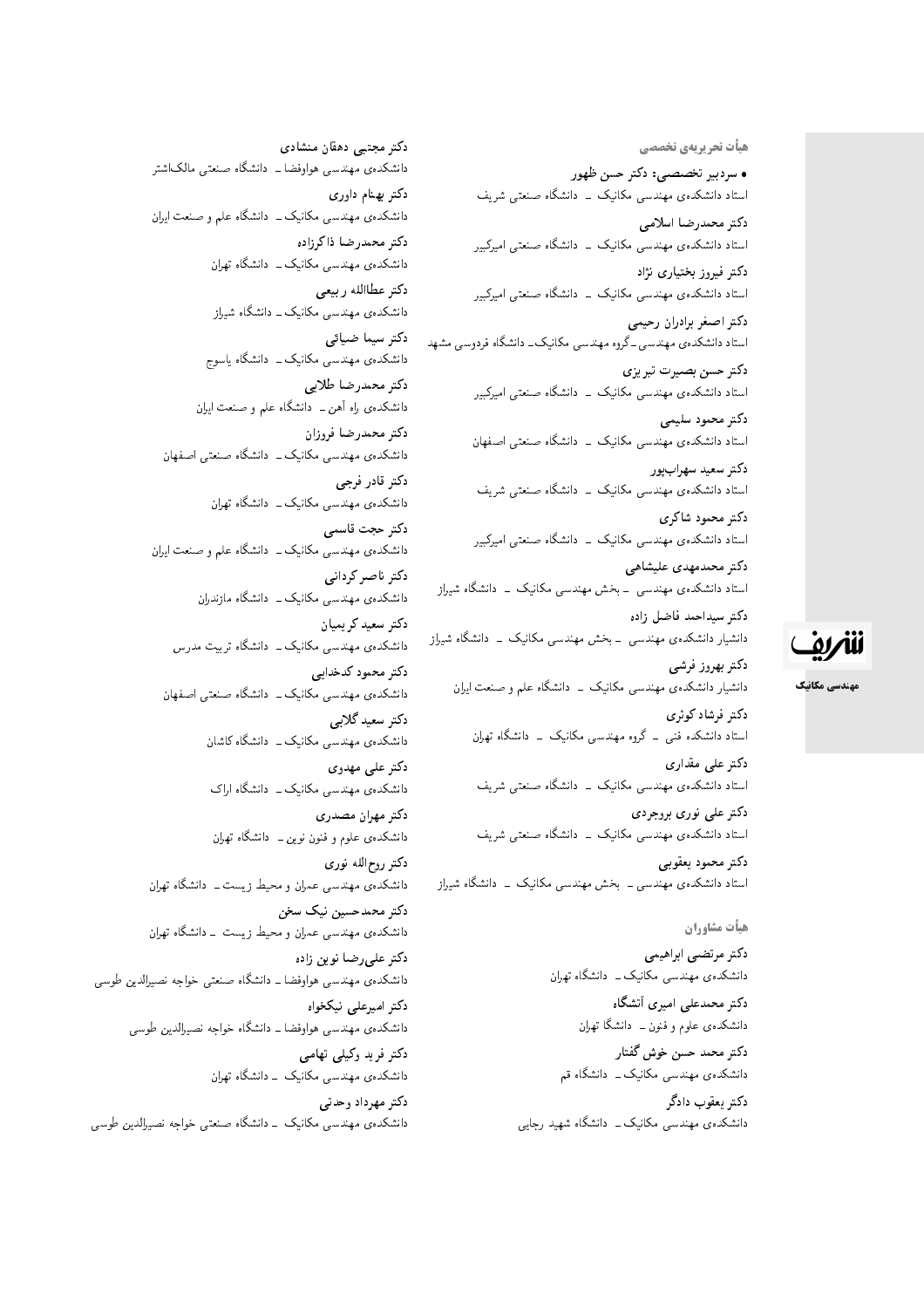## هیأت تحریریه‌ی تخصصی

• **سردبیر تخصصی: دکتر حسن ظهور**
استاد دانشکده‌ی مهندسی مکانیک ـ دانشگاه صنعتی شریف

**دکتر محمدرضا اسلامی**
استاد دانشکده‌ی مهندسی مکانیک ـ دانشگاه صنعتی امیرکبیر

**دکتر فیروز بختیاری نژاد**
استاد دانشکده‌ی مهندسی مکانیک ـ دانشگاه صنعتی امیرکبیر

**دکتر اصغر برادران رحیمی**
استاد دانشکده‌ی مهندسی ـ گروه مهندسی مکانیک ـ دانشگاه فردوسی مشهد

**دکتر حسن بصیرت تبریزی**
استاد دانشکده‌ی مهندسی مکانیک ـ دانشگاه صنعتی امیرکبیر

**دکتر محمود سلیمی**
استاد دانشکده‌ی مهندسی مکانیک ـ دانشگاه صنعتی اصفهان

**دکتر سعید سهراب‌پور**
استاد دانشکده‌ی مهندسی مکانیک ـ دانشگاه صنعتی شریف

**دکتر محمود شاکری**
استاد دانشکده‌ی مهندسی مکانیک ـ دانشگاه صنعتی امیرکبیر

**دکتر محمدمهدی علیشاهی**
استاد دانشکده‌ی مهندسی ـ بخش مهندسی مکانیک ـ دانشگاه شیراز

**دکتر سیداحمد فاضل زاده**
دانشیار دانشکده‌ی مهندسی ـ بخش مهندسی مکانیک ـ دانشگاه شیراز

**دکتر بهروز فرشی**
دانشیار دانشکده‌ی مهندسی مکانیک ـ دانشگاه علم و صنعت ایران

**دکتر فرشاد کوثری**
استاد دانشکده فنی ـ گروه مهندسی مکانیک ـ دانشگاه تهران

**دکتر علی مقداری**
استاد دانشکده‌ی مهندسی مکانیک ـ دانشگاه صنعتی شریف

**دکتر علی نوری بروجردی**
استاد دانشکده‌ی مهندسی مکانیک ـ دانشگاه صنعتی شریف

**دکتر محمود یعقوبی**
استاد دانشکده‌ی مهندسی ـ بخش مهندسی مکانیک ـ دانشگاه شیراز

## هیأت مشاوران

**دکتر مرتضی ابراهیمی**
دانشکده‌ی مهندسی مکانیک ـ دانشگاه تهران

**دکتر محمدعلی امیری آتشگاه**
دانشکده‌ی علوم و فنون ـ دانشگا تهران

**دکتر محمد حسن خوش گفتار**
دانشکده‌ی مهندسی مکانیک ـ دانشگاه قم

**دکتر یعقوب دادگر**
دانشکده‌ی مهندسی مکانیک ـ دانشگاه شهید رجایی

**دکتر مجتبی دهقان منشادی**
دانشکده‌ی مهندسی هوافضا ـ دانشگاه صنعتی مالک‌اشتر

**دکتر بهنام داوری**
دانشکده‌ی مهندسی مکانیک ـ دانشگاه علم و صنعت ایران

**دکتر محمدرضا ذاکرزاده**
دانشکده‌ی مهندسی مکانیک ـ دانشگاه تهران

**دکتر عطاالله ربیعی**
دانشکده‌ی مهندسی مکانیک ـ دانشگاه شیراز

**دکتر سیما ضیائی**
دانشکده‌ی مهندسی مکانیک ـ دانشگاه یاسوج

**دکتر محمدرضا طلایی**
دانشکده‌ی راه آهن ـ دانشگاه علم و صنعت ایران

**دکتر محمدرضا فروزان**
دانشکده‌ی مهندسی مکانیک ـ دانشگاه صنعتی اصفهان

**دکتر قادر فرجی**
دانشکده‌ی مهندسی مکانیک ـ دانشگاه تهران

**دکتر حجت قاسمی**
دانشکده‌ی مهندسی مکانیک ـ دانشگاه علم و صنعت ایران

**دکتر ناصر کردانی**
دانشکده‌ی مهندسی مکانیک ـ دانشگاه مازندران

**دکتر سعید کریمیان**
دانشکده‌ی مهندسی مکانیک ـ دانشگاه تربیت مدرس

**دکتر محمود کدخدایی**
دانشکده‌ی مهندسی مکانیک ـ دانشگاه صنعتی اصفهان

**دکتر سعید گلابی**
دانشکده‌ی مهندسی مکانیک ـ دانشگاه کاشان

**دکتر علی مهدوی**
دانشکده‌ی مهندسی مکانیک ـ دانشگاه اراک

**دکتر مهران مصدری**
دانشکده‌ی علوم و فنون نوین ـ دانشگاه تهران

**دکتر روح‌الله نوری**
دانشکده‌ی مهندسی عمران و محیط زیست ـ دانشگاه تهران

**دکتر محمدحسین نیک سخن**
دانشکده‌ی مهندسی عمران و محیط زیست ـ دانشگاه تهران

**دکتر علی‌رضا نوین زاده**
دانشکده‌ی مهندسی هوافضا ـ دانشگاه صنعتی خواجه نصیرالدین طوسی

**دکتر امیرعلی نیکخواه**
دانشکده‌ی مهندسی هوافضا ـ دانشگاه خواجه نصیرالدین طوسی

**دکتر فرید وکیلی تهامی**
دانشکده‌ی مهندسی مکانیک ـ دانشگاه تهران

**دکتر مهرداد وحدتی**
دانشکده‌ی مهندسی مکانیک ـ دانشگاه صنعتی خواجه نصیرالدین طوسی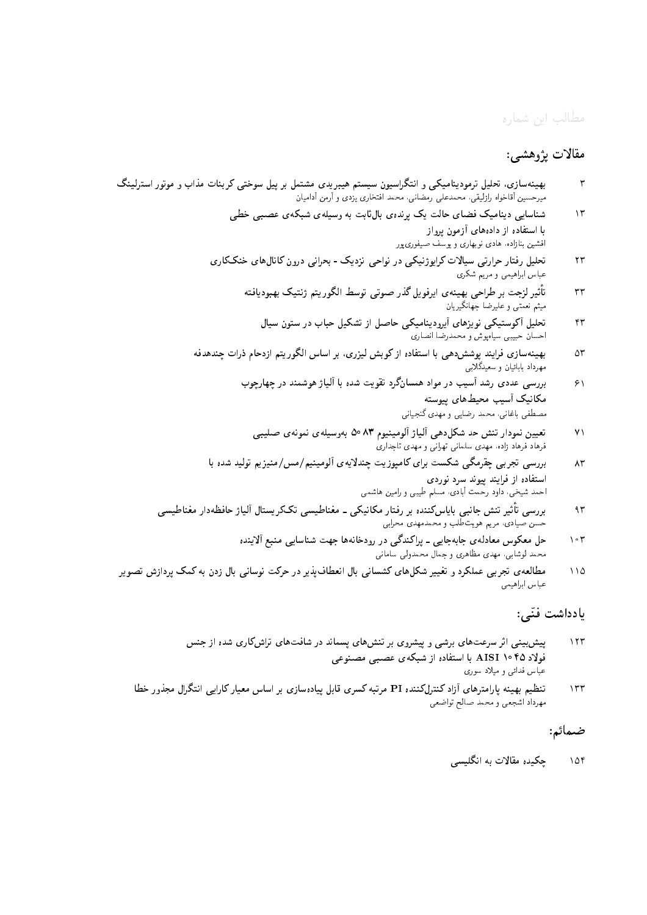مطالب این شماره

## مقالات پژوهشی:

۳ بهینه‌سازی، تحلیل ترمودینامیکی و انتگراسیون سیستم هیبریدی مشتمل بر پیل سوختی کربنات مذاب و موتور استرلینگ
میرحسین آقاخواه رازلیقی، محمدعلی رمضانی، محمد افتخاری یزدی و آرمن آدامیان

۱۳ شناسایی دینامیک فضای حالت یک پرنده‌ی بال‌ثابت به وسیله‌ی شبکه‌ی عصبی خطی با استفاده از داده‌های آزمون پرواز
افشین بنازاده، هادی نوبهاری و یوسف صیفوری‌پور

۲۳ تحلیل رفتار حرارتی سیالات کرایوژنیکی در نواحی نزدیک ـ بحرانی درون کانال‌های خنک‌کاری
عباس ابراهیمی و مریم شکری

۳۳ تأثیر لزجت بر طراحی بهینه‌ی ایرفویل گذر صوتی توسط الگوریتم ژنتیک بهبودیافته
میثم نعمتی و علیرضا جهانگیریان

۴۳ تحلیل آکوستیکی نویزهای آیرودینامیکی حاصل از تشکیل حباب در ستون سیال
احسان حبیبی سیاه‌پوش و محمدرضا انصاری

۵۳ بهینه‌سازی فرایند پوشش‌دهی با استفاده از کوبش لیزری، بر اساس الگوریتم ازدحام ذرات چندهدفه
مهرداد بابائیان و سعیدگلابی

۶۱ بررسی عددی رشد آسیب در مواد همسانگرد تقویت شده با آلیاژ هوشمند در چهارچوب مکانیک آسیب محیط‌های پیوسته
مصطفی باغانی، محمد رضایی و مهدی گنجیانی

۷۱ تعیین نمودار تنش حد شکل‌دهی آلیاژ آلومینیوم ۵۰۸۳ به‌وسیله‌ی نمونه‌ی صلیبی
فرهاد فرهاد زاده، مهدی سلمانی تهرانی و مهدی تاجداری

۸۳ بررسی تجربی چقرمگی شکست برای کامپوزیت چندلایه‌ی آلومینیم/مس/منیزیم تولید شده با استفاده از فرایند پیوند سرد نوردی
احمد شیخی، داود رحمت آبادی، مسلم طیبی و رامین هاشمی

۹۳ بررسی تأثیر تنش جانبی بایاس‌کننده بر رفتار مکانیکی ـ مغناطیسی تک‌کریستال آلیاژ حافظه‌دار مغناطیسی
حسن صیادی، مریم هویت‌طلب و محمدمهدی محرابی

۱۰۳ حل معکوس معادله‌ی جابه‌جایی ـ پراکندگی در رودخانه‌ها جهت شناسایی منبع آلاینده
محمد لوشابی، مهدی مظاهری و جمال محمدولی سامانی

۱۱۵ مطالعه‌ی تجربی عملکرد و تغییر شکل‌های کشسانی بال انعطاف‌پذیر در حرکت نوسانی بال زدن به کمک پردازش تصویر
عباس ابراهیمی

## یادداشت فنّی:

۱۲۳ پیش‌بینی اثر سرعت‌های برشی و پیشروی بر تنش‌های پسماند در شافت‌های تراش‌کاری شده از جنس فولاد **AISI ۱۰۴۵** با استفاده از شبکه‌ی عصبی مصنوعی
عباس فدائی و میلاد سوری

۱۳۳ تنظیم بهینه پارامترهای آزاد کنترل‌کننده **PI** مرتبه کسری قابل پیاده‌سازی بر اساس معیار کارایی انتگرال مجذور خطا
مهرداد اشجعی و محمد صالح تواضعی

## ضمائم:

۱۵۴ چکیده مقالات به انگلیسی